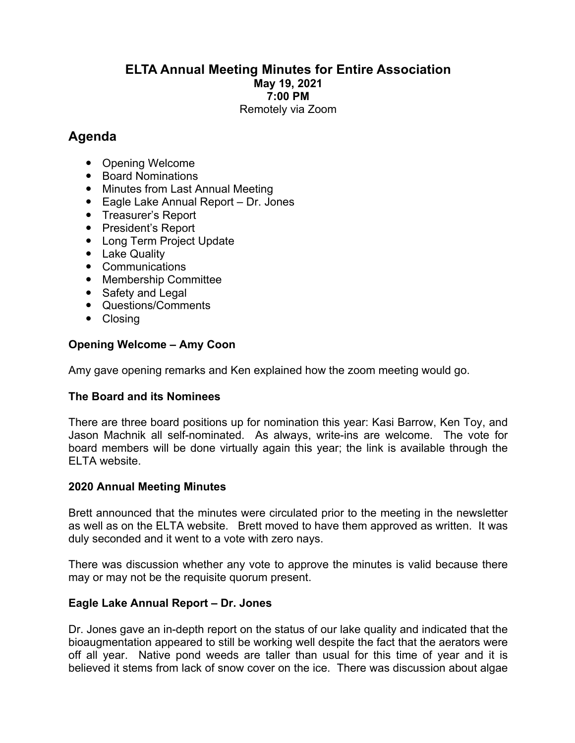# ELTA Annual Meeting Minutes for Entire Association

**May 19, 2021**

**7:00 PM**

Remotely via Zoom

## Agenda

- Opening Welcome
- Board Nominations
- Minutes from Last Annual Meeting
- Eagle Lake Annual Report – Dr. Jones
- Treasurer's Report
- President's Report
- Long Term Project Update
- Lake Quality
- Communications
- Membership Committee
- Safety and Legal
- Questions/Comments
- Closing

### Opening Welcome – Amy Coon

Amy gave opening remarks and Ken explained how the zoom meeting would go.

### The Board and its Nominees

There are three board positions up for nomination this year: Kasi Barrow, Ken Toy, and Jason Machnik all self-nominated. As always, write-ins are welcome. The vote for board members will be done virtually again this year; the link is available through the ELTA website.

### 2020 Annual Meeting Minutes

Brett announced that the minutes were circulated prior to the meeting in the newsletter as well as on the ELTA website. Brett moved to have them approved as written. It was duly seconded and it went to a vote with zero nays.

There was discussion whether any vote to approve the minutes is valid because there may or may not be the requisite quorum present.

### Eagle Lake Annual Report – Dr. Jones

Dr. Jones gave an in-depth report on the status of our lake quality and indicated that the bioaugmentation appeared to still be working well despite the fact that the aerators were off all year. Native pond weeds are taller than usual for this time of year and it is believed it stems from lack of snow cover on the ice. There was discussion about algae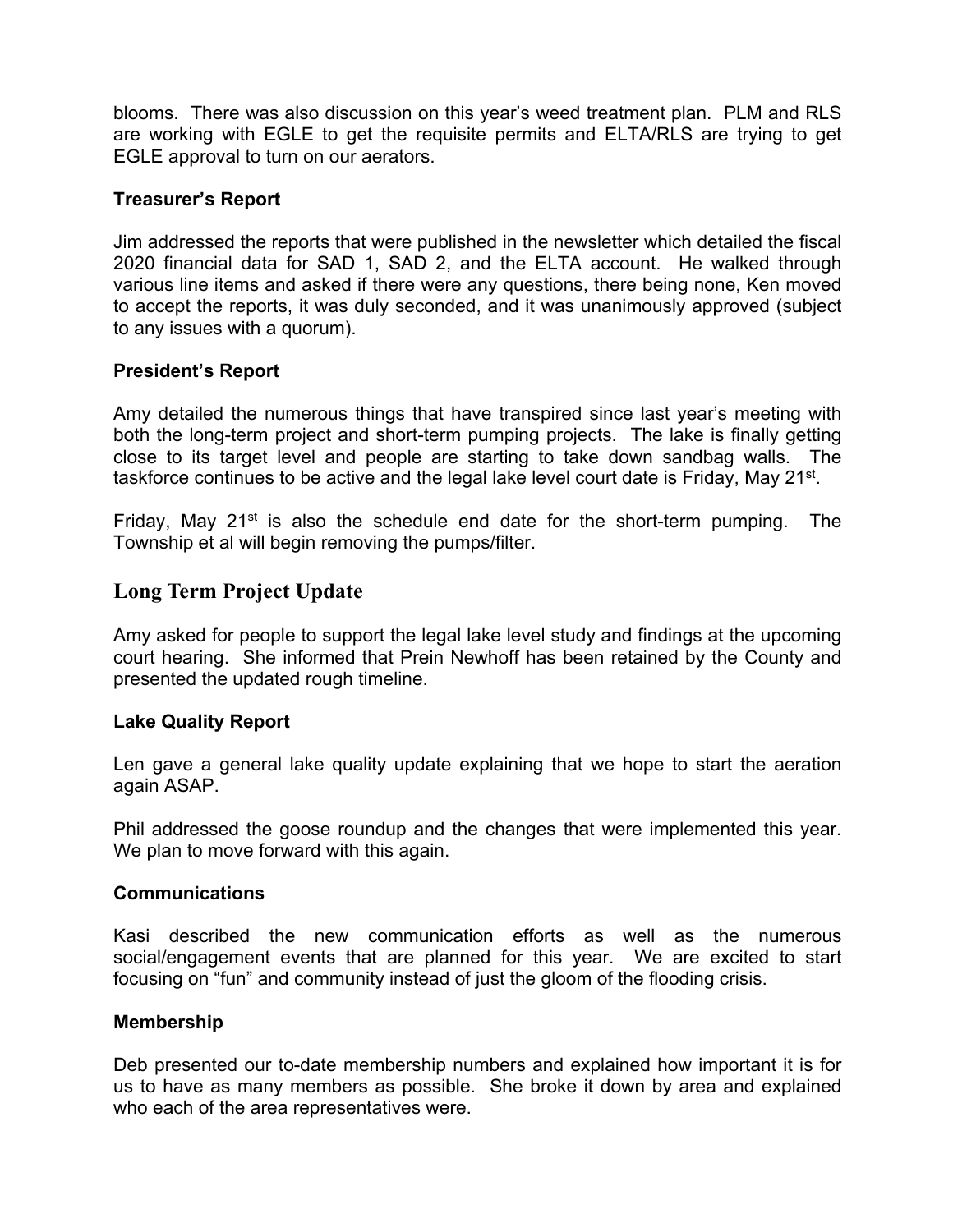blooms. There was also discussion on this year's weed treatment plan. PLM and RLS are working with EGLE to get the requisite permits and ELTA/RLS are trying to get EGLE approval to turn on our aerators.

**Treasurer's Report**

Jim addressed the reports that were published in the newsletter which detailed the fiscal 2020 financial data for SAD 1, SAD 2, and the ELTA account. He walked through various line items and asked if there were any questions, there being none, Ken moved to accept the reports, it was duly seconded, and it was unanimously approved (subject to any issues with a quorum).

**President's Report**

Amy detailed the numerous things that have transpired since last year's meeting with both the long-term project and short-term pumping projects. The lake is finally getting close to its target level and people are starting to take down sandbag walls. The taskforce continues to be active and the legal lake level court date is Friday, May 21st.

Friday, May 21st is also the schedule end date for the short-term pumping. The Township et al will begin removing the pumps/filter.

## Long Term Project Update

Amy asked for people to support the legal lake level study and findings at the upcoming court hearing. She informed that Prein Newhoff has been retained by the County and presented the updated rough timeline.

**Lake Quality Report**

Len gave a general lake quality update explaining that we hope to start the aeration again ASAP.

Phil addressed the goose roundup and the changes that were implemented this year. We plan to move forward with this again.

**Communications**

Kasi described the new communication efforts as well as the numerous social/engagement events that are planned for this year. We are excited to start focusing on "fun" and community instead of just the gloom of the flooding crisis.

**Membership**

Deb presented our to-date membership numbers and explained how important it is for us to have as many members as possible. She broke it down by area and explained who each of the area representatives were.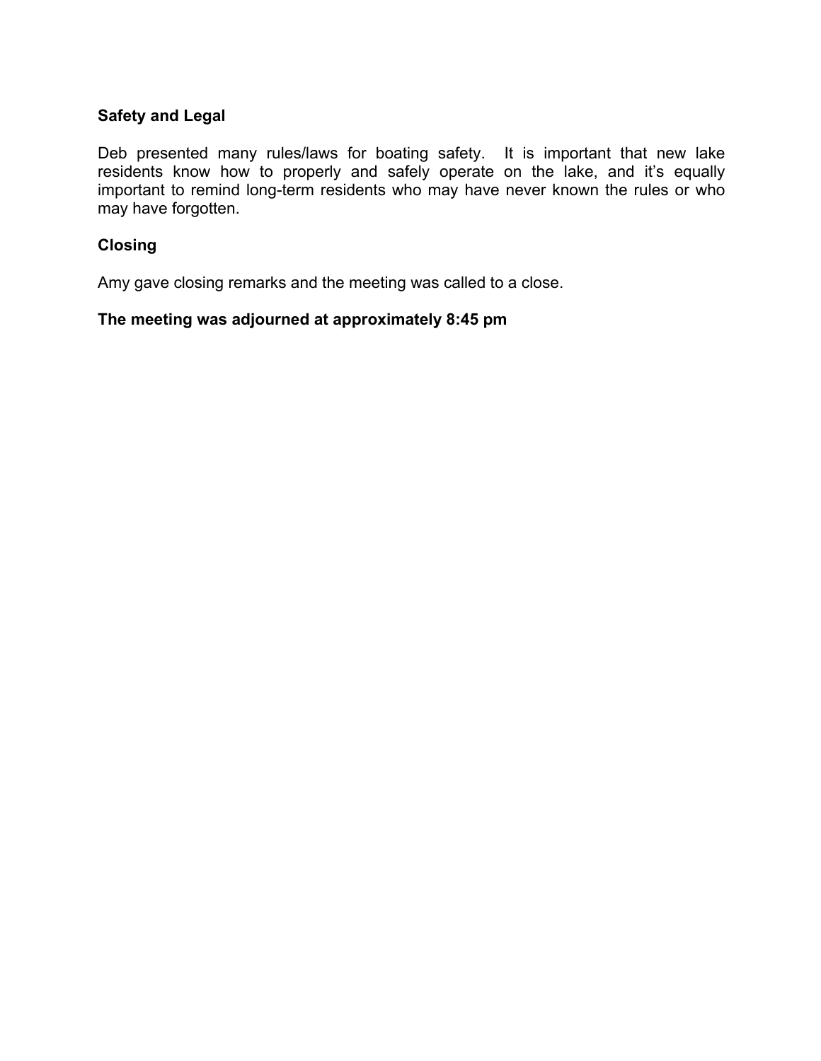**Safety and Legal**

Deb presented many rules/laws for boating safety. It is important that new lake residents know how to properly and safely operate on the lake, and it's equally important to remind long-term residents who may have never known the rules or who may have forgotten.

**Closing**

Amy gave closing remarks and the meeting was called to a close.

**The meeting was adjourned at approximately 8:45 pm**